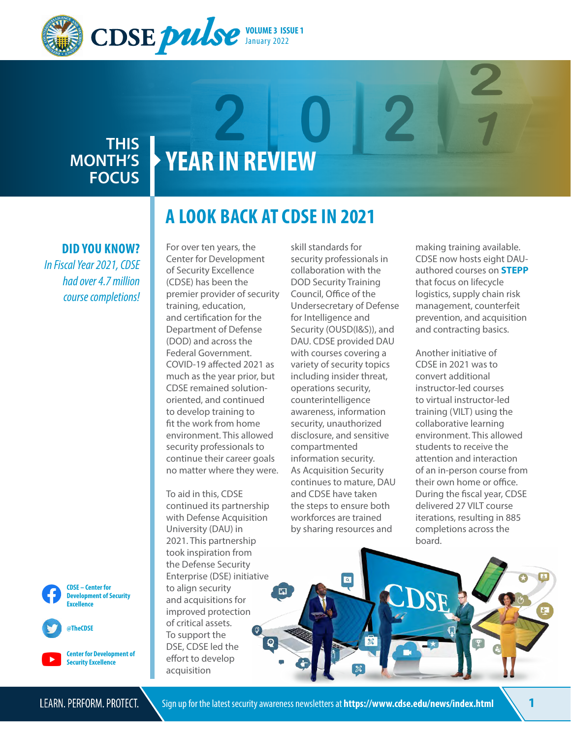# CDSE pulse

**VOLUME 3 ISSUE 1**
January 2022

THIS MONTH'S FOCUS

# YEAR IN REVIEW

## A LOOK BACK AT CDSE IN 2021

**DID YOU KNOW?**

*In Fiscal Year 2021, CDSE had over 4.7 million course completions!*

For over ten years, the Center for Development of Security Excellence (CDSE) has been the premier provider of security training, education, and certification for the Department of Defense (DOD) and across the Federal Government. COVID-19 affected 2021 as much as the year prior, but CDSE remained solution-oriented, and continued to develop training to fit the work from home environment. This allowed security professionals to continue their career goals no matter where they were.

To aid in this, CDSE continued its partnership with Defense Acquisition University (DAU) in 2021. This partnership took inspiration from the Defense Security Enterprise (DSE) initiative to align security and acquisitions for improved protection of critical assets. To support the DSE, CDSE led the effort to develop acquisition skill standards for security professionals in collaboration with the DOD Security Training Council, Office of the Undersecretary of Defense for Intelligence and Security (OUSD(I&S)), and DAU. CDSE provided DAU with courses covering a variety of security topics including insider threat, operations security, counterintelligence awareness, information security, unauthorized disclosure, and sensitive compartmented information security. As Acquisition Security continues to mature, DAU and CDSE have taken the steps to ensure both workforces are trained by sharing resources and making training available. CDSE now hosts eight DAU-authored courses on **STEPP** that focus on lifecycle logistics, supply chain risk management, counterfeit prevention, and acquisition and contracting basics.

Another initiative of CDSE in 2021 was to convert additional instructor-led courses to virtual instructor-led training (VILT) using the collaborative learning environment. This allowed students to receive the attention and interaction of an in-person course from their own home or office. During the fiscal year, CDSE delivered 27 VILT course iterations, resulting in 885 completions across the board.

CDSE – Center for Development of Security Excellence

@TheCDSE

Center for Development of Security Excellence

LEARN. PERFORM. PROTECT.

Sign up for the latest security awareness newsletters at **https://www.cdse.edu/news/index.html**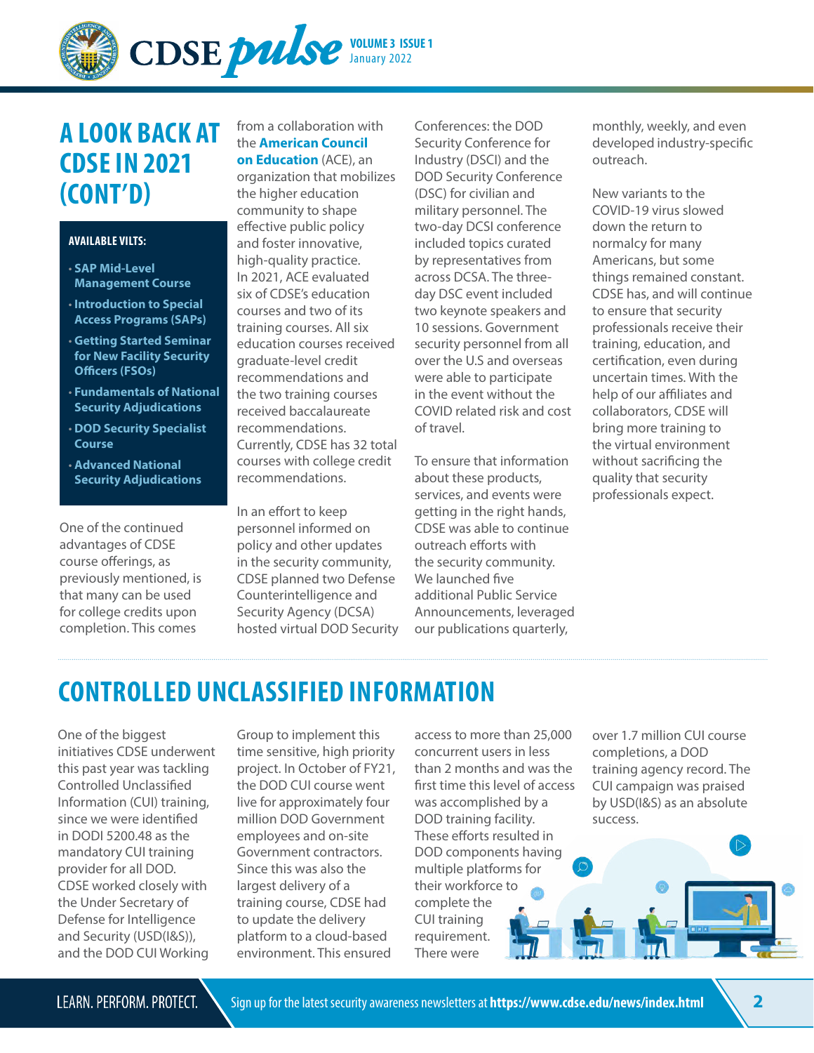## A LOOK BACK AT CDSE IN 2021 (CONT'D)

**AVAILABLE VILTS:**

- **SAP Mid-Level Management Course**
- **Introduction to Special Access Programs (SAPs)**
- **Getting Started Seminar for New Facility Security Officers (FSOs)**
- **Fundamentals of National Security Adjudications**
- **DOD Security Specialist Course**
- **Advanced National Security Adjudications**

One of the continued advantages of CDSE course offerings, as previously mentioned, is that many can be used for college credits upon completion. This comes from a collaboration with the **American Council on Education** (ACE), an organization that mobilizes the higher education community to shape effective public policy and foster innovative, high-quality practice. In 2021, ACE evaluated six of CDSE's education courses and two of its training courses. All six education courses received graduate-level credit recommendations and the two training courses received baccalaureate recommendations. Currently, CDSE has 32 total courses with college credit recommendations.

In an effort to keep personnel informed on policy and other updates in the security community, CDSE planned two Defense Counterintelligence and Security Agency (DCSA) hosted virtual DOD Security Conferences: the DOD Security Conference for Industry (DSCI) and the DOD Security Conference (DSC) for civilian and military personnel. The two-day DCSI conference included topics curated by representatives from across DCSA. The three-day DSC event included two keynote speakers and 10 sessions. Government security personnel from all over the U.S and overseas were able to participate in the event without the COVID related risk and cost of travel.

To ensure that information about these products, services, and events were getting in the right hands, CDSE was able to continue outreach efforts with the security community. We launched five additional Public Service Announcements, leveraged our publications quarterly, monthly, weekly, and even developed industry-specific outreach.

New variants to the COVID-19 virus slowed down the return to normalcy for many Americans, but some things remained constant. CDSE has, and will continue to ensure that security professionals receive their training, education, and certification, even during uncertain times. With the help of our affiliates and collaborators, CDSE will bring more training to the virtual environment without sacrificing the quality that security professionals expect.

## CONTROLLED UNCLASSIFIED INFORMATION

One of the biggest initiatives CDSE underwent this past year was tackling Controlled Unclassified Information (CUI) training, since we were identified in DODI 5200.48 as the mandatory CUI training provider for all DOD. CDSE worked closely with the Under Secretary of Defense for Intelligence and Security (USD(I&S)), and the DOD CUI Working Group to implement this time sensitive, high priority project. In October of FY21, the DOD CUI course went live for approximately four million DOD Government employees and on-site Government contractors. Since this was also the largest delivery of a training course, CDSE had to update the delivery platform to a cloud-based environment. This ensured access to more than 25,000 concurrent users in less than 2 months and was the first time this level of access was accomplished by a DOD training facility. These efforts resulted in DOD components having multiple platforms for their workforce to complete the CUI training requirement. There were over 1.7 million CUI course completions, a DOD training agency record. The CUI campaign was praised by USD(I&S) as an absolute success.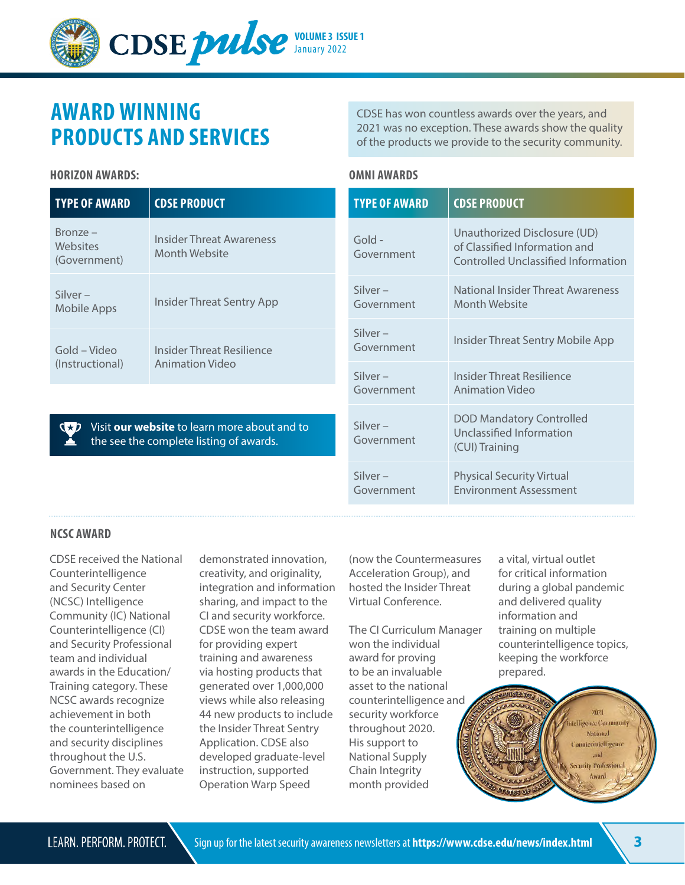# AWARD WINNING PRODUCTS AND SERVICES

CDSE has won countless awards over the years, and 2021 was no exception. These awards show the quality of the products we provide to the security community.

### HORIZON AWARDS:

| TYPE OF AWARD | CDSE PRODUCT |
|---|---|
| Bronze – Websites (Government) | Insider Threat Awareness Month Website |
| Silver – Mobile Apps | Insider Threat Sentry App |
| Gold – Video (Instructional) | Insider Threat Resilience Animation Video |

Visit **our website** to learn more about and to the see the complete listing of awards.

### OMNI AWARDS

| TYPE OF AWARD | CDSE PRODUCT |
|---|---|
| Gold - Government | Unauthorized Disclosure (UD) of Classified Information and Controlled Unclassified Information |
| Silver – Government | National Insider Threat Awareness Month Website |
| Silver – Government | Insider Threat Sentry Mobile App |
| Silver – Government | Insider Threat Resilience Animation Video |
| Silver – Government | DOD Mandatory Controlled Unclassified Information (CUI) Training |
| Silver – Government | Physical Security Virtual Environment Assessment |

### NCSC AWARD

CDSE received the National Counterintelligence and Security Center (NCSC) Intelligence Community (IC) National Counterintelligence (CI) and Security Professional team and individual awards in the Education/Training category. These NCSC awards recognize achievement in both the counterintelligence and security disciplines throughout the U.S. Government. They evaluate nominees based on demonstrated innovation, creativity, and originality, integration and information sharing, and impact to the CI and security workforce. CDSE won the team award for providing expert training and awareness via hosting products that generated over 1,000,000 views while also releasing 44 new products to include the Insider Threat Sentry Application. CDSE also developed graduate-level instruction, supported Operation Warp Speed (now the Countermeasures Acceleration Group), and hosted the Insider Threat Virtual Conference.

The CI Curriculum Manager won the individual award for proving to be an invaluable asset to the national counterintelligence and security workforce throughout 2020. His support to National Supply Chain Integrity month provided a vital, virtual outlet for critical information during a global pandemic and delivered quality information and training on multiple counterintelligence topics, keeping the workforce prepared.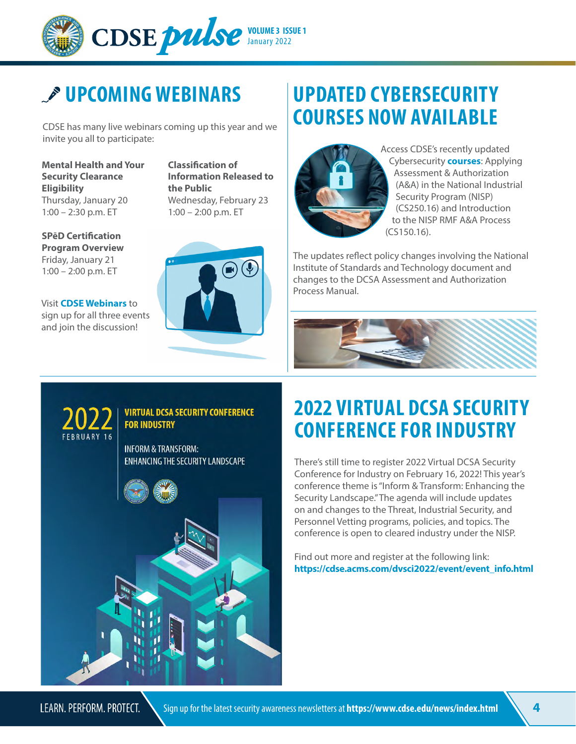## UPCOMING WEBINARS

CDSE has many live webinars coming up this year and we invite you all to participate:

**Mental Health and Your Security Clearance Eligibility**
Thursday, January 20
1:00 – 2:30 p.m. ET

**SPēD Certification Program Overview**
Friday, January 21
1:00 – 2:00 p.m. ET

**Classification of Information Released to the Public**
Wednesday, February 23
1:00 – 2:00 p.m. ET

Visit **CDSE Webinars** to sign up for all three events and join the discussion!

## UPDATED CYBERSECURITY COURSES NOW AVAILABLE

Access CDSE's recently updated Cybersecurity **courses**: Applying Assessment & Authorization (A&A) in the National Industrial Security Program (NISP) (CS250.16) and Introduction to the NISP RMF A&A Process (CS150.16).

The updates reflect policy changes involving the National Institute of Standards and Technology document and changes to the DCSA Assessment and Authorization Process Manual.

2022 FEBRUARY 16

VIRTUAL DCSA SECURITY CONFERENCE FOR INDUSTRY

INFORM & TRANSFORM: ENHANCING THE SECURITY LANDSCAPE

## 2022 VIRTUAL DCSA SECURITY CONFERENCE FOR INDUSTRY

There's still time to register 2022 Virtual DCSA Security Conference for Industry on February 16, 2022! This year's conference theme is "Inform & Transform: Enhancing the Security Landscape." The agenda will include updates on and changes to the Threat, Industrial Security, and Personnel Vetting programs, policies, and topics. The conference is open to cleared industry under the NISP.

Find out more and register at the following link:
**https://cdse.acms.com/dvsci2022/event/event_info.html**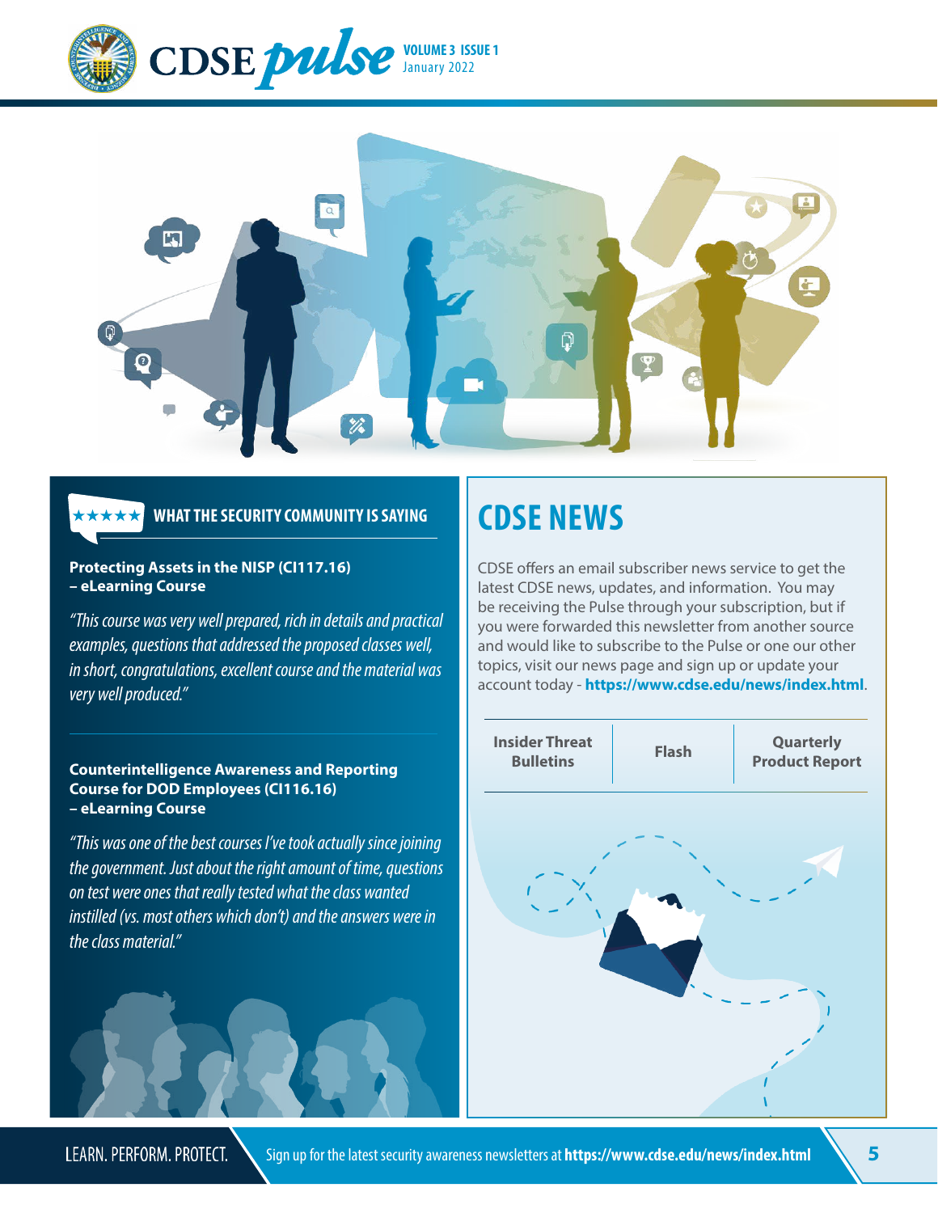## WHAT THE SECURITY COMMUNITY IS SAYING

**Protecting Assets in the NISP (CI117.16) – eLearning Course**

*"This course was very well prepared, rich in details and practical examples, questions that addressed the proposed classes well, in short, congratulations, excellent course and the material was very well produced."*

**Counterintelligence Awareness and Reporting Course for DOD Employees (CI116.16) – eLearning Course**

*"This was one of the best courses I've took actually since joining the government. Just about the right amount of time, questions on test were ones that really tested what the class wanted instilled (vs. most others which don't) and the answers were in the class material."*

# CDSE NEWS

CDSE offers an email subscriber news service to get the latest CDSE news, updates, and information. You may be receiving the Pulse through your subscription, but if you were forwarded this newsletter from another source and would like to subscribe to the Pulse or one our other topics, visit our news page and sign up or update your account today - **https://www.cdse.edu/news/index.html**.

| Insider Threat Bulletins | Flash | Quarterly Product Report |
|---|---|---|

LEARN. PERFORM. PROTECT.

Sign up for the latest security awareness newsletters at **https://www.cdse.edu/news/index.html**